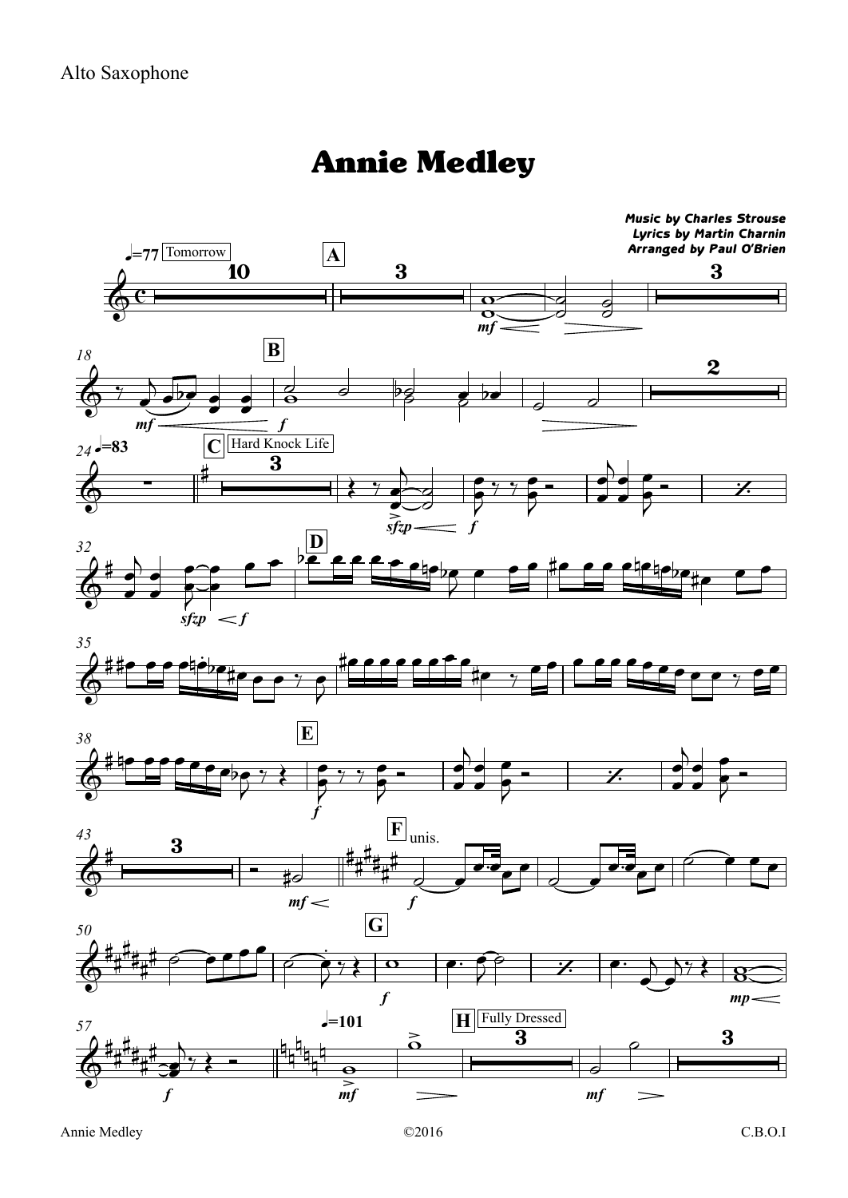Alto Saxophone

# Annie Medley

***Music by Charles Strouse***
***Lyrics by Martin Charnin***
***Arranged by Paul O'Brien***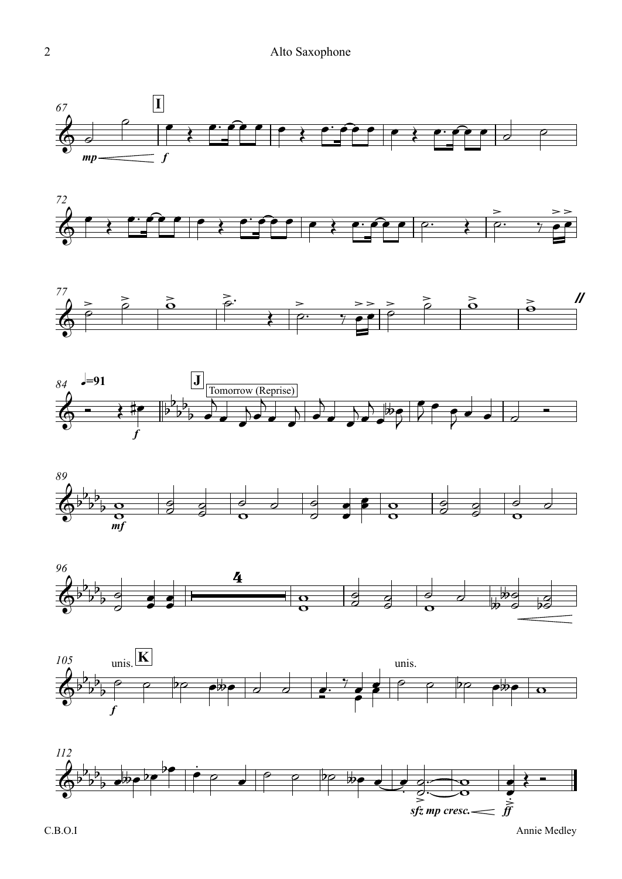67

I

mp f

72

77

84 ♩=91

J

Tomorrow (Reprise)

f

89

mf

96

4

105

unis.

K

f

unis.

112

sfz mp cresc.

ff